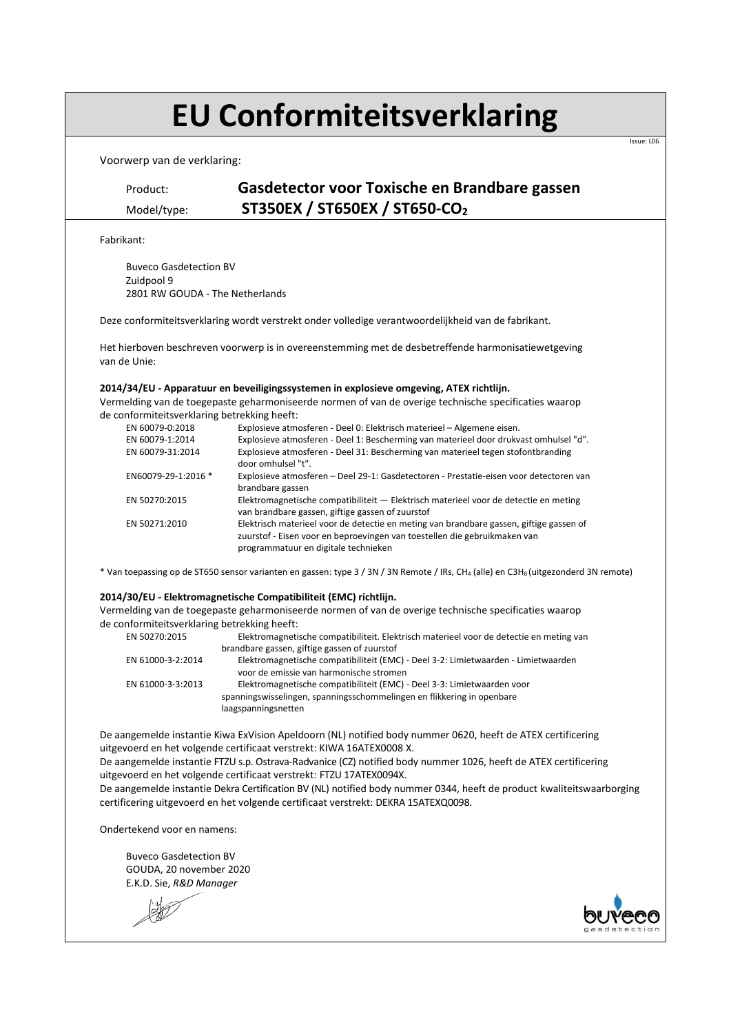# EU Conformiteitsverklaring

Issue: L06

Voorwerp van de verklaring:

Product: **Gasdetector voor Toxische en Brandbare gassen**

Model/type: **ST350EX / ST650EX / ST650-$CO_2$**

Fabrikant:

Buveco Gasdetection BV
Zuidpool 9
2801 RW GOUDA - The Netherlands

Deze conformiteitsverklaring wordt verstrekt onder volledige verantwoordelijkheid van de fabrikant.

Het hierboven beschreven voorwerp is in overeenstemming met de desbetreffende harmonisatiewetgeving van de Unie:

**2014/34/EU - Apparatuur en beveiligingssystemen in explosieve omgeving, ATEX richtlijn.**

Vermelding van de toegepaste geharmoniseerde normen of van de overige technische specificaties waarop de conformiteitsverklaring betrekking heeft:

| | |
|---|---|
| EN 60079-0:2018 | Explosieve atmosferen - Deel 0: Elektrisch materieel – Algemene eisen. |
| EN 60079-1:2014 | Explosieve atmosferen - Deel 1: Bescherming van materieel door drukvast omhulsel "d". |
| EN 60079-31:2014 | Explosieve atmosferen - Deel 31: Bescherming van materieel tegen stofontbranding door omhulsel "t". |
| EN60079-29-1:2016 * | Explosieve atmosferen – Deel 29-1: Gasdetectoren - Prestatie-eisen voor detectoren van brandbare gassen |
| EN 50270:2015 | Elektromagnetische compatibiliteit — Elektrisch materieel voor de detectie en meting van brandbare gassen, giftige gassen of zuurstof |
| EN 50271:2010 | Elektrisch materieel voor de detectie en meting van brandbare gassen, giftige gassen of zuurstof - Eisen voor en beproevingen van toestellen die gebruikmaken van programmatuur en digitale technieken |

* Van toepassing op de ST650 sensor varianten en gassen: type 3 / 3N / 3N Remote / IRs, $CH_4$ (alle) en $C3H_8$ (uitgezonderd 3N remote)

**2014/30/EU - Elektromagnetische Compatibiliteit (EMC) richtlijn.**

Vermelding van de toegepaste geharmoniseerde normen of van de overige technische specificaties waarop de conformiteitsverklaring betrekking heeft:

| | |
|---|---|
| EN 50270:2015 | Elektromagnetische compatibiliteit. Elektrisch materieel voor de detectie en meting van brandbare gassen, giftige gassen of zuurstof |
| EN 61000-3-2:2014 | Elektromagnetische compatibiliteit (EMC) - Deel 3-2: Limietwaarden - Limietwaarden voor de emissie van harmonische stromen |
| EN 61000-3-3:2013 | Elektromagnetische compatibiliteit (EMC) - Deel 3-3: Limietwaarden voor spanningswisselingen, spanningsschommelingen en flikkering in openbare laagspanningsnetten |

De aangemelde instantie Kiwa ExVision Apeldoorn (NL) notified body nummer 0620, heeft de ATEX certificering uitgevoerd en het volgende certificaat verstrekt: KIWA 16ATEX0008 X.
De aangemelde instantie FTZU s.p. Ostrava-Radvanice (CZ) notified body nummer 1026, heeft de ATEX certificering uitgevoerd en het volgende certificaat verstrekt: FTZU 17ATEX0094X.
De aangemelde instantie Dekra Certification BV (NL) notified body nummer 0344, heeft de product kwaliteitswaarborging certificering uitgevoerd en het volgende certificaat verstrekt: DEKRA 15ATEXQ0098.

Ondertekend voor en namens:

Buveco Gasdetection BV
GOUDA, 20 november 2020
E.K.D. Sie, *R&D Manager*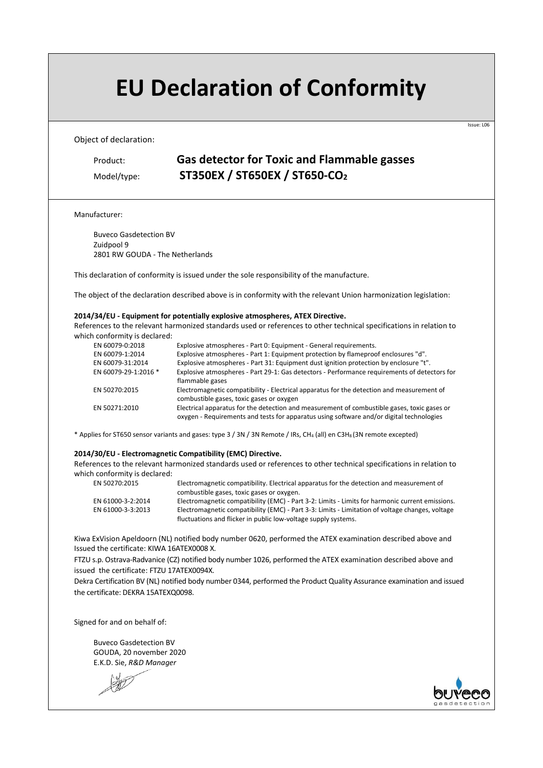# EU Declaration of Conformity

Issue: L06

Object of declaration:

Product: **Gas detector for Toxic and Flammable gasses**

Model/type: **ST350EX / ST650EX / ST650-$CO_2$**

Manufacturer:

Buveco Gasdetection BV
Zuidpool 9
2801 RW GOUDA - The Netherlands

This declaration of conformity is issued under the sole responsibility of the manufacture.

The object of the declaration described above is in conformity with the relevant Union harmonization legislation:

**2014/34/EU - Equipment for potentially explosive atmospheres, ATEX Directive.**

References to the relevant harmonized standards used or references to other technical specifications in relation to which conformity is declared:

| | |
|---|---|
| EN 60079-0:2018 | Explosive atmospheres - Part 0: Equipment - General requirements. |
| EN 60079-1:2014 | Explosive atmospheres - Part 1: Equipment protection by flameproof enclosures "d". |
| EN 60079-31:2014 | Explosive atmospheres - Part 31: Equipment dust ignition protection by enclosure "t". |
| EN 60079-29-1:2016 * | Explosive atmospheres - Part 29-1: Gas detectors - Performance requirements of detectors for flammable gases |
| EN 50270:2015 | Electromagnetic compatibility - Electrical apparatus for the detection and measurement of combustible gases, toxic gases or oxygen |
| EN 50271:2010 | Electrical apparatus for the detection and measurement of combustible gases, toxic gases or oxygen - Requirements and tests for apparatus using software and/or digital technologies |

* Applies for ST650 sensor variants and gases: type 3 / 3N / 3N Remote / IRs, $CH_4$ (all) en $C3H_8$ (3N remote excepted)

**2014/30/EU - Electromagnetic Compatibility (EMC) Directive.**

References to the relevant harmonized standards used or references to other technical specifications in relation to which conformity is declared:

| | |
|---|---|
| EN 50270:2015 | Electromagnetic compatibility. Electrical apparatus for the detection and measurement of combustible gases, toxic gases or oxygen. |
| EN 61000-3-2:2014 | Electromagnetic compatibility (EMC) - Part 3-2: Limits - Limits for harmonic current emissions. |
| EN 61000-3-3:2013 | Electromagnetic compatibility (EMC) - Part 3-3: Limits - Limitation of voltage changes, voltage fluctuations and flicker in public low-voltage supply systems. |

Kiwa ExVision Apeldoorn (NL) notified body number 0620, performed the ATEX examination described above and Issued the certificate: KIWA 16ATEX0008 X.

FTZU s.p. Ostrava-Radvanice (CZ) notified body number 1026, performed the ATEX examination described above and issued the certificate: FTZU 17ATEX0094X.

Dekra Certification BV (NL) notified body number 0344, performed the Product Quality Assurance examination and issued the certificate: DEKRA 15ATEXQ0098.

Signed for and on behalf of:

Buveco Gasdetection BV
GOUDA, 20 november 2020
E.K.D. Sie, *R&D Manager*